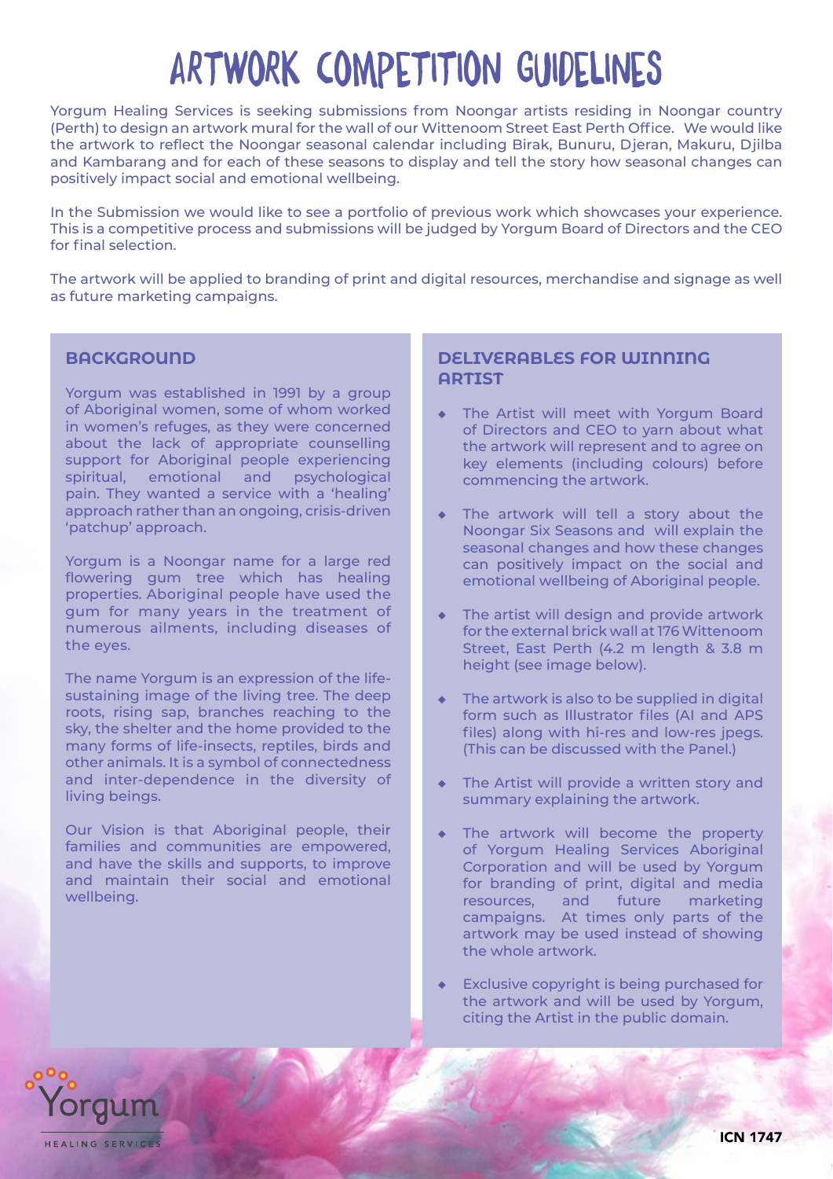# ARTWORK COMPETITION GUIDELINES

Yorgum Healing Services is seeking submissions from Noongar artists residing in Noongar country (Perth) to design an artwork mural for the wall of our Wittenoom Street East Perth Office. We would like the artwork to reflect the Noongar seasonal calendar including Birak, Bunuru, Djeran, Makuru, Djilba and Kambarang and for each of these seasons to display and tell the story how seasonal changes can positively impact social and emotional wellbeing.

In the Submission we would like to see a portfolio of previous work which showcases your experience. This is a competitive process and submissions will be judged by Yorgum Board of Directors and the CEO for final selection.

The artwork will be applied to branding of print and digital resources, merchandise and signage as well as future marketing campaigns.

## BACKGROUND

Yorgum was established in 1991 by a group of Aboriginal women, some of whom worked in women's refuges, as they were concerned about the lack of appropriate counselling support for Aboriginal people experiencing spiritual, emotional and psychological pain. They wanted a service with a 'healing' approach rather than an ongoing, crisis-driven 'patchup' approach.

Yorgum is a Noongar name for a large red flowering gum tree which has healing properties. Aboriginal people have used the gum for many years in the treatment of numerous ailments, including diseases of the eyes.

The name Yorgum is an expression of the life-sustaining image of the living tree. The deep roots, rising sap, branches reaching to the sky, the shelter and the home provided to the many forms of life-insects, reptiles, birds and other animals. It is a symbol of connectedness and inter-dependence in the diversity of living beings.

Our Vision is that Aboriginal people, their families and communities are empowered, and have the skills and supports, to improve and maintain their social and emotional wellbeing.

## DELIVERABLES FOR WINNING ARTIST

- The Artist will meet with Yorgum Board of Directors and CEO to yarn about what the artwork will represent and to agree on key elements (including colours) before commencing the artwork.
- The artwork will tell a story about the Noongar Six Seasons and will explain the seasonal changes and how these changes can positively impact on the social and emotional wellbeing of Aboriginal people.
- The artist will design and provide artwork for the external brick wall at 176 Wittenoom Street, East Perth (4.2 m length & 3.8 m height (see image below).
- The artwork is also to be supplied in digital form such as Illustrator files (AI and APS files) along with hi-res and low-res jpegs. (This can be discussed with the Panel.)
- The Artist will provide a written story and summary explaining the artwork.
- The artwork will become the property of Yorgum Healing Services Aboriginal Corporation and will be used by Yorgum for branding of print, digital and media resources, and future marketing campaigns. At times only parts of the artwork may be used instead of showing the whole artwork.
- Exclusive copyright is being purchased for the artwork and will be used by Yorgum, citing the Artist in the public domain.

Yorgum HEALING SERVICES

ICN 1747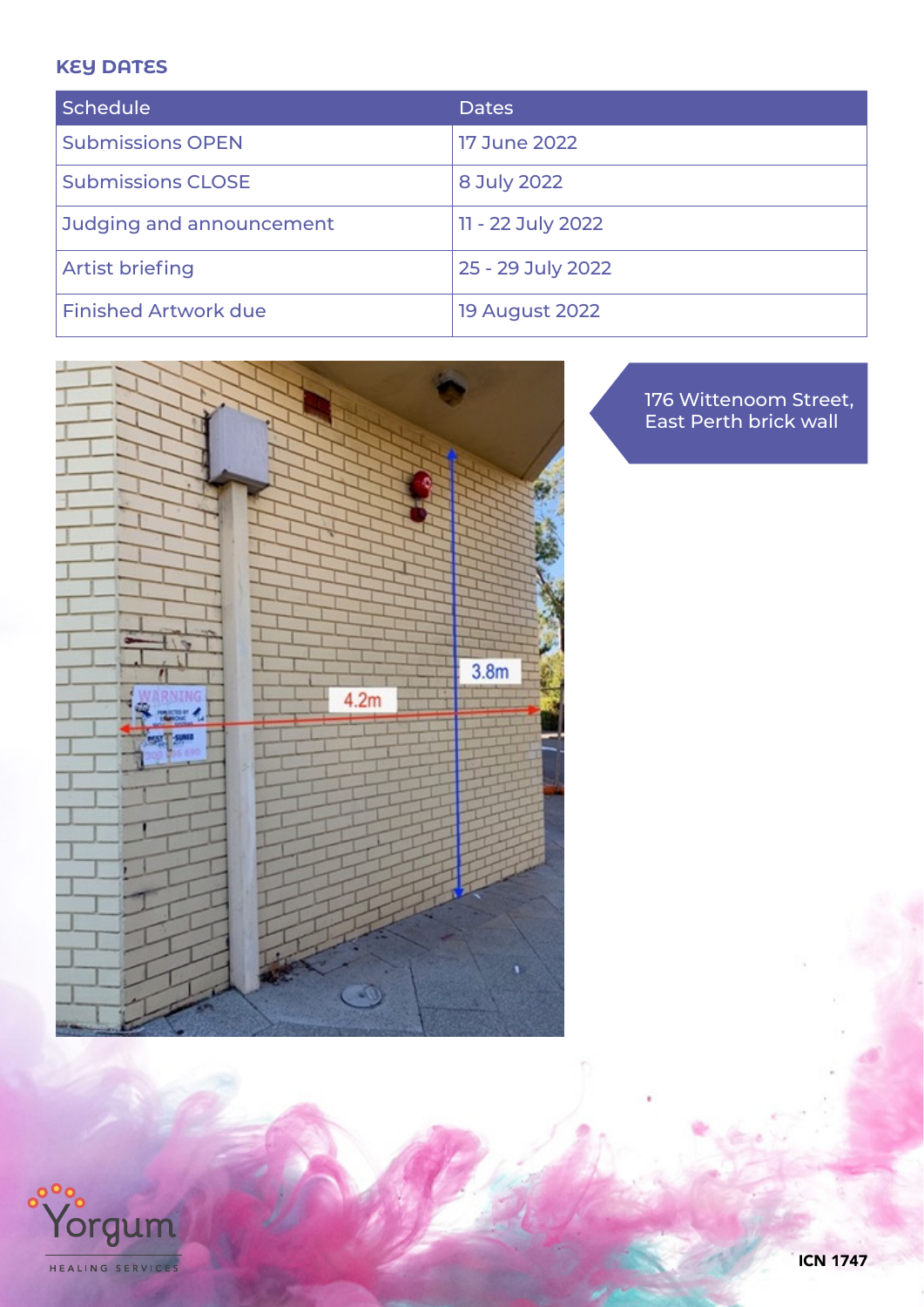## KEY DATES

| Schedule | Dates |
|---|---|
| Submissions OPEN | 17 June 2022 |
| Submissions CLOSE | 8 July 2022 |
| Judging and announcement | 11 - 22 July 2022 |
| Artist briefing | 25 - 29 July 2022 |
| Finished Artwork due | 19 August 2022 |

176 Wittenoom Street, East Perth brick wall

ICN 1747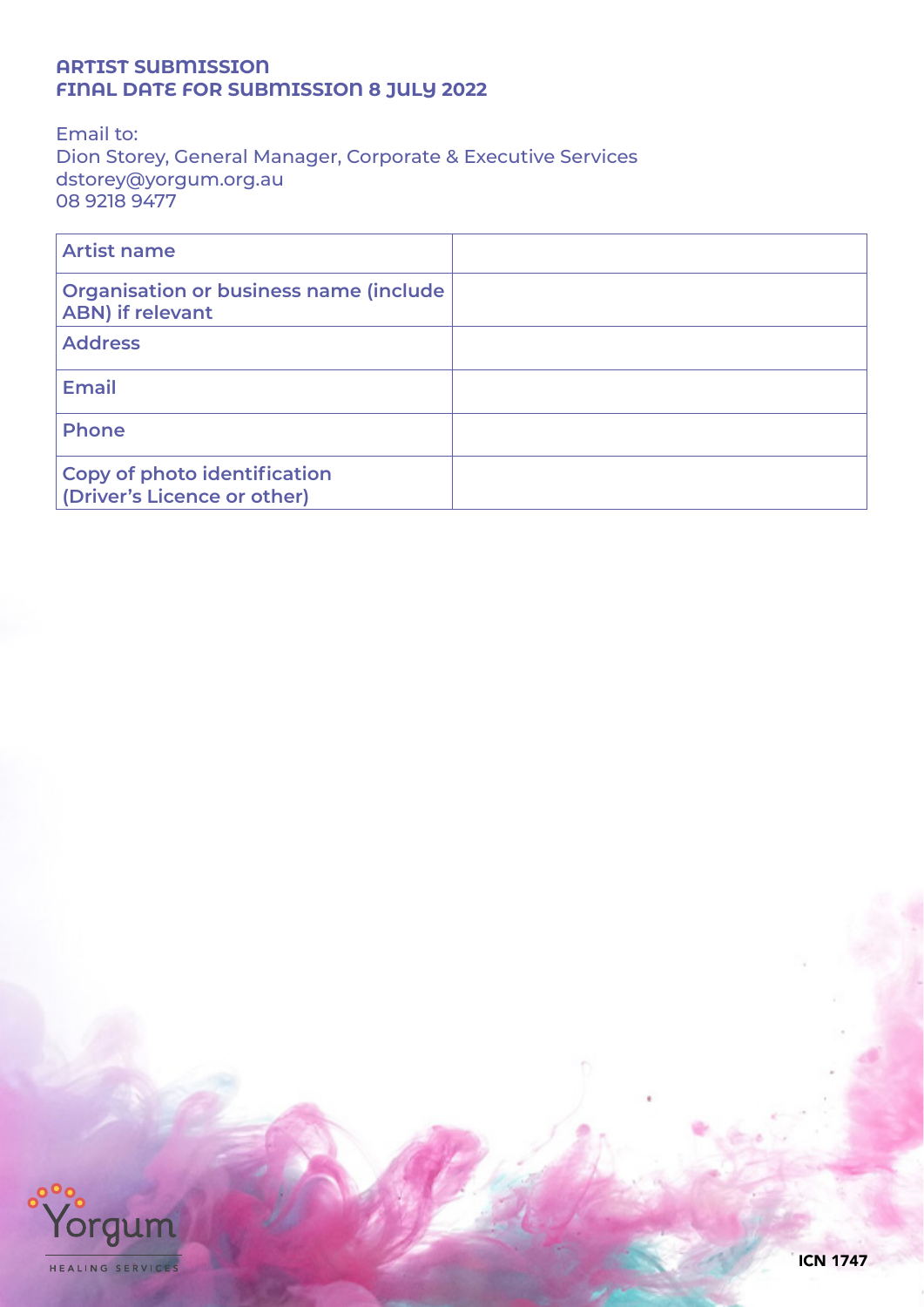## ARTIST SUBMISSION
## FINAL DATE FOR SUBMISSION 8 JULY 2022

Email to:
Dion Storey, General Manager, Corporate & Executive Services
dstorey@yorgum.org.au
08 9218 9477

| | |
|---|---|
| **Artist name** | |
| **Organisation or business name (include ABN) if relevant** | |
| **Address** | |
| **Email** | |
| **Phone** | |
| **Copy of photo identification (Driver's Licence or other)** | |

Yorgum
HEALING SERVICES

ICN 1747